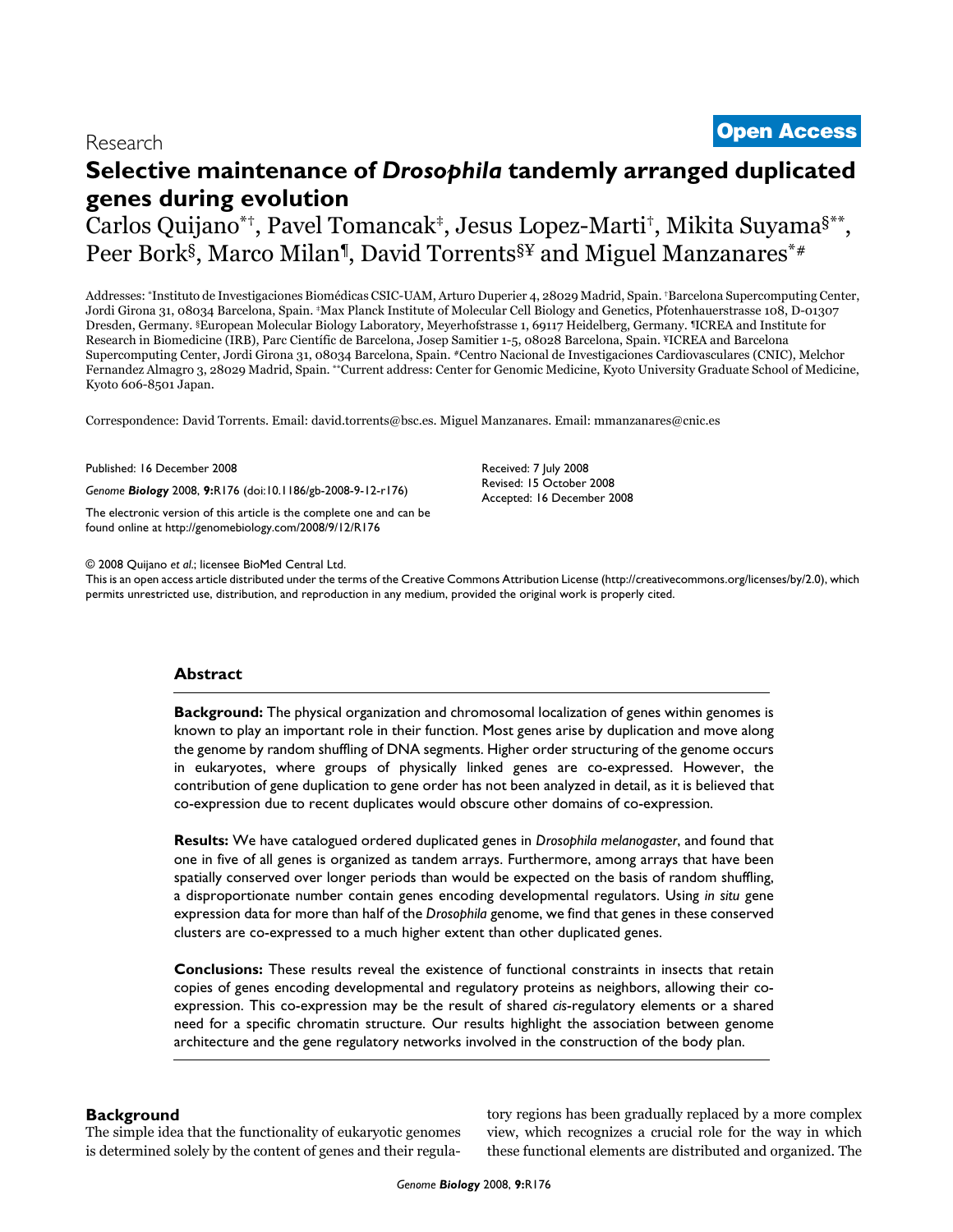Research

**Open Access**

# Selective maintenance of *Drosophila* tandemly arranged duplicated genes during evolution

Carlos Quijano[*†], Pavel Tomancak[‡], Jesus Lopez-Marti[†], Mikita Suyama[§**], Peer Bork[§], Marco Milan[¶], David Torrents[§¥] and Miguel Manzanares[*#]

Addresses: [*]Instituto de Investigaciones Biomédicas CSIC-UAM, Arturo Duperier 4, 28029 Madrid, Spain. [†]Barcelona Supercomputing Center, Jordi Girona 31, 08034 Barcelona, Spain. [‡]Max Planck Institute of Molecular Cell Biology and Genetics, Pfotenhauerstrasse 108, D-01307 Dresden, Germany. [§]European Molecular Biology Laboratory, Meyerhofstrasse 1, 69117 Heidelberg, Germany. [¶]ICREA and Institute for Research in Biomedicine (IRB), Parc Cientific de Barcelona, Josep Samitier 1-5, 08028 Barcelona, Spain. [¥]ICREA and Barcelona Supercomputing Center, Jordi Girona 31, 08034 Barcelona, Spain. [#]Centro Nacional de Investigaciones Cardiovasculares (CNIC), Melchor Fernandez Almagro 3, 28029 Madrid, Spain. [**]Current address: Center for Genomic Medicine, Kyoto University Graduate School of Medicine, Kyoto 606-8501 Japan.

Correspondence: David Torrents. Email: david.torrents@bsc.es. Miguel Manzanares. Email: mmanzanares@cnic.es

Published: 16 December 2008

*Genome **Biology*** 2008, **9:**R176 (doi:10.1186/gb-2008-9-12-r176)

The electronic version of this article is the complete one and can be found online at http://genomebiology.com/2008/9/12/R176

Received: 7 July 2008
Revised: 15 October 2008
Accepted: 16 December 2008

© 2008 Quijano *et al.*; licensee BioMed Central Ltd.
This is an open access article distributed under the terms of the Creative Commons Attribution License (http://creativecommons.org/licenses/by/2.0), which permits unrestricted use, distribution, and reproduction in any medium, provided the original work is properly cited.

## Abstract

**Background:** The physical organization and chromosomal localization of genes within genomes is known to play an important role in their function. Most genes arise by duplication and move along the genome by random shuffling of DNA segments. Higher order structuring of the genome occurs in eukaryotes, where groups of physically linked genes are co-expressed. However, the contribution of gene duplication to gene order has not been analyzed in detail, as it is believed that co-expression due to recent duplicates would obscure other domains of co-expression.

**Results:** We have catalogued ordered duplicated genes in *Drosophila melanogaster*, and found that one in five of all genes is organized as tandem arrays. Furthermore, among arrays that have been spatially conserved over longer periods than would be expected on the basis of random shuffling, a disproportionate number contain genes encoding developmental regulators. Using *in situ* gene expression data for more than half of the *Drosophila* genome, we find that genes in these conserved clusters are co-expressed to a much higher extent than other duplicated genes.

**Conclusions:** These results reveal the existence of functional constraints in insects that retain copies of genes encoding developmental and regulatory proteins as neighbors, allowing their co-expression. This co-expression may be the result of shared *cis*-regulatory elements or a shared need for a specific chromatin structure. Our results highlight the association between genome architecture and the gene regulatory networks involved in the construction of the body plan.

## Background

The simple idea that the functionality of eukaryotic genomes is determined solely by the content of genes and their regulatory regions has been gradually replaced by a more complex view, which recognizes a crucial role for the way in which these functional elements are distributed and organized. The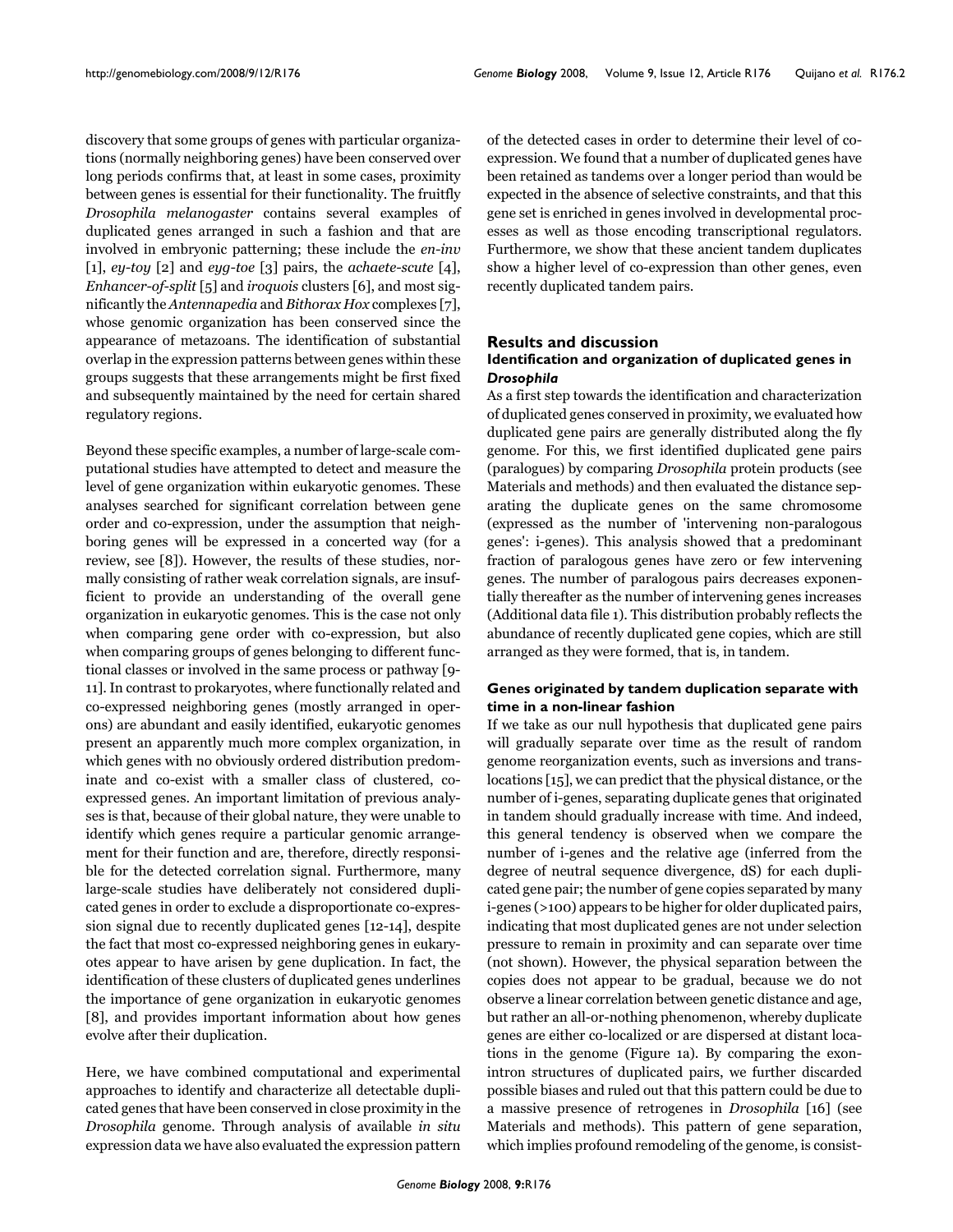discovery that some groups of genes with particular organizations (normally neighboring genes) have been conserved over long periods confirms that, at least in some cases, proximity between genes is essential for their functionality. The fruitfly *Drosophila melanogaster* contains several examples of duplicated genes arranged in such a fashion and that are involved in embryonic patterning; these include the *en-inv* [1], *ey-toy* [2] and *eyg-toe* [3] pairs, the *achaete-scute* [4], *Enhancer-of-split* [5] and *iroquois* clusters [6], and most significantly the *Antennapedia* and *Bithorax Hox* complexes [7], whose genomic organization has been conserved since the appearance of metazoans. The identification of substantial overlap in the expression patterns between genes within these groups suggests that these arrangements might be first fixed and subsequently maintained by the need for certain shared regulatory regions.

Beyond these specific examples, a number of large-scale computational studies have attempted to detect and measure the level of gene organization within eukaryotic genomes. These analyses searched for significant correlation between gene order and co-expression, under the assumption that neighboring genes will be expressed in a concerted way (for a review, see [8]). However, the results of these studies, normally consisting of rather weak correlation signals, are insufficient to provide an understanding of the overall gene organization in eukaryotic genomes. This is the case not only when comparing gene order with co-expression, but also when comparing groups of genes belonging to different functional classes or involved in the same process or pathway [9-11]. In contrast to prokaryotes, where functionally related and co-expressed neighboring genes (mostly arranged in operons) are abundant and easily identified, eukaryotic genomes present an apparently much more complex organization, in which genes with no obviously ordered distribution predominate and co-exist with a smaller class of clustered, co-expressed genes. An important limitation of previous analyses is that, because of their global nature, they were unable to identify which genes require a particular genomic arrangement for their function and are, therefore, directly responsible for the detected correlation signal. Furthermore, many large-scale studies have deliberately not considered duplicated genes in order to exclude a disproportionate co-expression signal due to recently duplicated genes [12-14], despite the fact that most co-expressed neighboring genes in eukaryotes appear to have arisen by gene duplication. In fact, the identification of these clusters of duplicated genes underlines the importance of gene organization in eukaryotic genomes [8], and provides important information about how genes evolve after their duplication.

Here, we have combined computational and experimental approaches to identify and characterize all detectable duplicated genes that have been conserved in close proximity in the *Drosophila* genome. Through analysis of available *in situ* expression data we have also evaluated the expression pattern of the detected cases in order to determine their level of co-expression. We found that a number of duplicated genes have been retained as tandems over a longer period than would be expected in the absence of selective constraints, and that this gene set is enriched in genes involved in developmental processes as well as those encoding transcriptional regulators. Furthermore, we show that these ancient tandem duplicates show a higher level of co-expression than other genes, even recently duplicated tandem pairs.

## Results and discussion

### Identification and organization of duplicated genes in *Drosophila*

As a first step towards the identification and characterization of duplicated genes conserved in proximity, we evaluated how duplicated gene pairs are generally distributed along the fly genome. For this, we first identified duplicated gene pairs (paralogues) by comparing *Drosophila* protein products (see Materials and methods) and then evaluated the distance separating the duplicate genes on the same chromosome (expressed as the number of 'intervening non-paralogous genes': i-genes). This analysis showed that a predominant fraction of paralogous genes have zero or few intervening genes. The number of paralogous pairs decreases exponentially thereafter as the number of intervening genes increases (Additional data file 1). This distribution probably reflects the abundance of recently duplicated gene copies, which are still arranged as they were formed, that is, in tandem.

### Genes originated by tandem duplication separate with time in a non-linear fashion

If we take as our null hypothesis that duplicated gene pairs will gradually separate over time as the result of random genome reorganization events, such as inversions and translocations [15], we can predict that the physical distance, or the number of i-genes, separating duplicate genes that originated in tandem should gradually increase with time. And indeed, this general tendency is observed when we compare the number of i-genes and the relative age (inferred from the degree of neutral sequence divergence, dS) for each duplicated gene pair; the number of gene copies separated by many i-genes (>100) appears to be higher for older duplicated pairs, indicating that most duplicated genes are not under selection pressure to remain in proximity and can separate over time (not shown). However, the physical separation between the copies does not appear to be gradual, because we do not observe a linear correlation between genetic distance and age, but rather an all-or-nothing phenomenon, whereby duplicate genes are either co-localized or are dispersed at distant locations in the genome (Figure 1a). By comparing the exon-intron structures of duplicated pairs, we further discarded possible biases and ruled out that this pattern could be due to a massive presence of retrogenes in *Drosophila* [16] (see Materials and methods). This pattern of gene separation, which implies profound remodeling of the genome, is consist-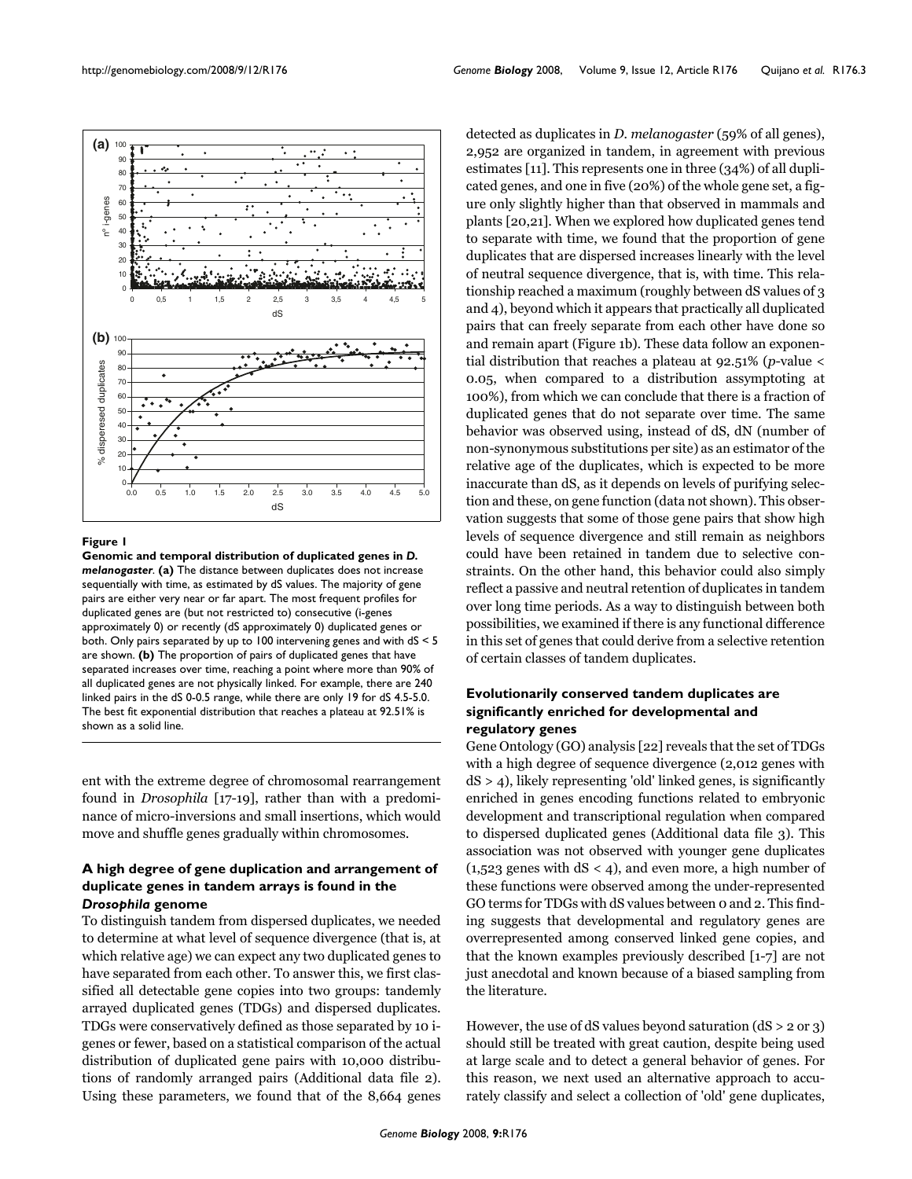**Figure 1**

**Genomic and temporal distribution of duplicated genes in *D. melanogaster*. (a)** The distance between duplicates does not increase sequentially with time, as estimated by dS values. The majority of gene pairs are either very near or far apart. The most frequent profiles for duplicated genes are (but not restricted to) consecutive (i-genes approximately 0) or recently (dS approximately 0) duplicated genes or both. Only pairs separated by up to 100 intervening genes and with dS < 5 are shown. **(b)** The proportion of pairs of duplicated genes that have separated increases over time, reaching a point where more than 90% of all duplicated genes are not physically linked. For example, there are 240 linked pairs in the dS 0-0.5 range, while there are only 19 for dS 4.5-5.0. The best fit exponential distribution that reaches a plateau at 92.51% is shown as a solid line.

ent with the extreme degree of chromosomal rearrangement found in *Drosophila* [17-19], rather than with a predominance of micro-inversions and small insertions, which would move and shuffle genes gradually within chromosomes.

### A high degree of gene duplication and arrangement of duplicate genes in tandem arrays is found in the *Drosophila* genome

To distinguish tandem from dispersed duplicates, we needed to determine at what level of sequence divergence (that is, at which relative age) we can expect any two duplicated genes to have separated from each other. To answer this, we first classified all detectable gene copies into two groups: tandemly arrayed duplicated genes (TDGs) and dispersed duplicates. TDGs were conservatively defined as those separated by 10 i-genes or fewer, based on a statistical comparison of the actual distribution of duplicated gene pairs with 10,000 distributions of randomly arranged pairs (Additional data file 2). Using these parameters, we found that of the 8,664 genes detected as duplicates in *D. melanogaster* (59% of all genes), 2,952 are organized in tandem, in agreement with previous estimates [11]. This represents one in three (34%) of all duplicated genes, and one in five (20%) of the whole gene set, a figure only slightly higher than that observed in mammals and plants [20,21]. When we explored how duplicated genes tend to separate with time, we found that the proportion of gene duplicates that are dispersed increases linearly with the level of neutral sequence divergence, that is, with time. This relationship reached a maximum (roughly between dS values of 3 and 4), beyond which it appears that practically all duplicated pairs that can freely separate from each other have done so and remain apart (Figure 1b). These data follow an exponential distribution that reaches a plateau at 92.51% ($p$-value < 0.05, when compared to a distribution assymptoting at 100%), from which we can conclude that there is a fraction of duplicated genes that do not separate over time. The same behavior was observed using, instead of dS, dN (number of non-synonymous substitutions per site) as an estimator of the relative age of the duplicates, which is expected to be more inaccurate than dS, as it depends on levels of purifying selection and these, on gene function (data not shown). This observation suggests that some of those gene pairs that show high levels of sequence divergence and still remain as neighbors could have been retained in tandem due to selective constraints. On the other hand, this behavior could also simply reflect a passive and neutral retention of duplicates in tandem over long time periods. As a way to distinguish between both possibilities, we examined if there is any functional difference in this set of genes that could derive from a selective retention of certain classes of tandem duplicates.

### Evolutionarily conserved tandem duplicates are significantly enriched for developmental and regulatory genes

Gene Ontology (GO) analysis [22] reveals that the set of TDGs with a high degree of sequence divergence (2,012 genes with dS > 4), likely representing 'old' linked genes, is significantly enriched in genes encoding functions related to embryonic development and transcriptional regulation when compared to dispersed duplicated genes (Additional data file 3). This association was not observed with younger gene duplicates (1,523 genes with dS < 4), and even more, a high number of these functions were observed among the under-represented GO terms for TDGs with dS values between 0 and 2. This finding suggests that developmental and regulatory genes are overrepresented among conserved linked gene copies, and that the known examples previously described [1-7] are not just anecdotal and known because of a biased sampling from the literature.

However, the use of dS values beyond saturation (dS > 2 or 3) should still be treated with great caution, despite being used at large scale and to detect a general behavior of genes. For this reason, we next used an alternative approach to accurately classify and select a collection of 'old' gene duplicates,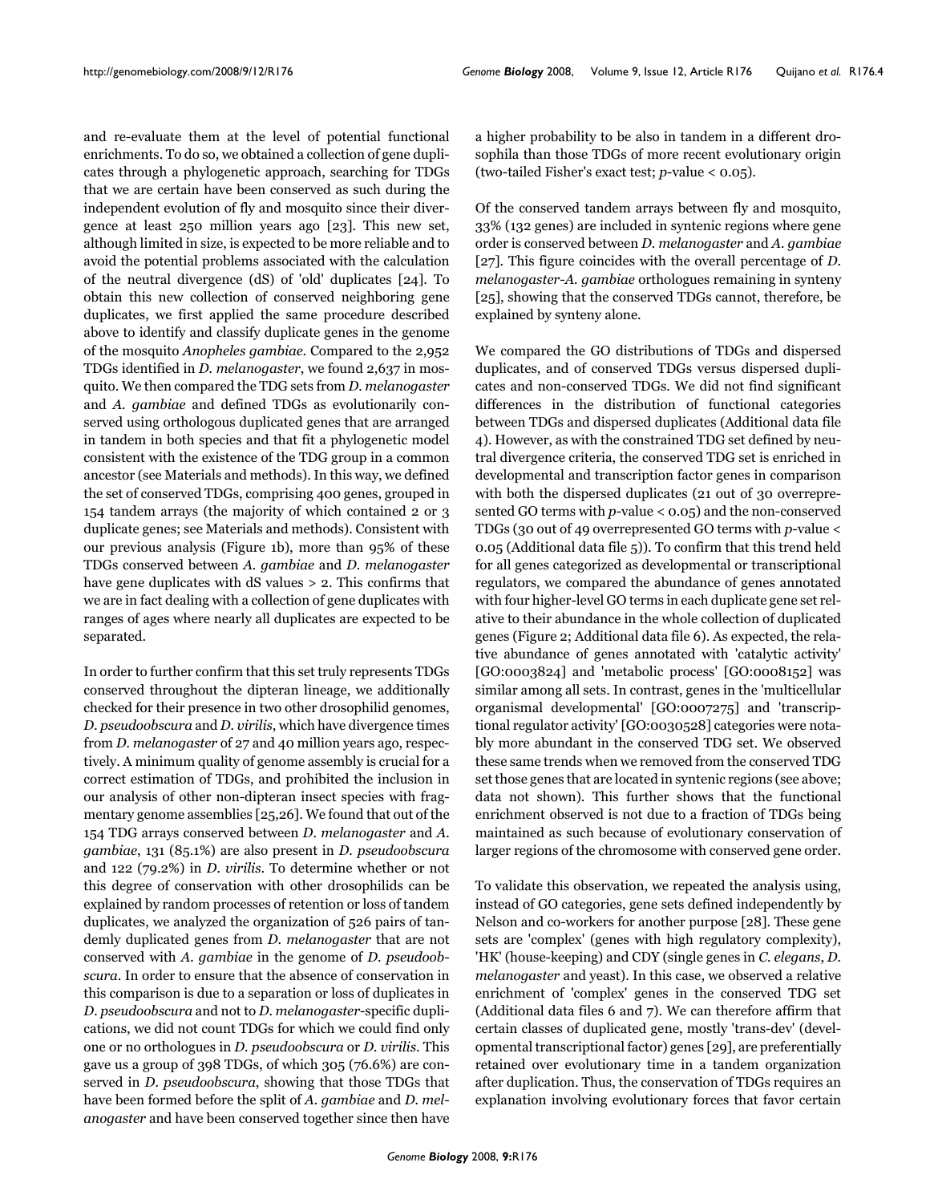and re-evaluate them at the level of potential functional enrichments. To do so, we obtained a collection of gene duplicates through a phylogenetic approach, searching for TDGs that we are certain have been conserved as such during the independent evolution of fly and mosquito since their divergence at least 250 million years ago [23]. This new set, although limited in size, is expected to be more reliable and to avoid the potential problems associated with the calculation of the neutral divergence (dS) of 'old' duplicates [24]. To obtain this new collection of conserved neighboring gene duplicates, we first applied the same procedure described above to identify and classify duplicate genes in the genome of the mosquito *Anopheles gambiae*. Compared to the 2,952 TDGs identified in *D. melanogaster*, we found 2,637 in mosquito. We then compared the TDG sets from *D. melanogaster* and *A. gambiae* and defined TDGs as evolutionarily conserved using orthologous duplicated genes that are arranged in tandem in both species and that fit a phylogenetic model consistent with the existence of the TDG group in a common ancestor (see Materials and methods). In this way, we defined the set of conserved TDGs, comprising 400 genes, grouped in 154 tandem arrays (the majority of which contained 2 or 3 duplicate genes; see Materials and methods). Consistent with our previous analysis (Figure 1b), more than 95% of these TDGs conserved between *A. gambiae* and *D. melanogaster* have gene duplicates with dS values > 2. This confirms that we are in fact dealing with a collection of gene duplicates with ranges of ages where nearly all duplicates are expected to be separated.

In order to further confirm that this set truly represents TDGs conserved throughout the dipteran lineage, we additionally checked for their presence in two other drosophilid genomes, *D. pseudoobscura* and *D. virilis*, which have divergence times from *D. melanogaster* of 27 and 40 million years ago, respectively. A minimum quality of genome assembly is crucial for a correct estimation of TDGs, and prohibited the inclusion in our analysis of other non-dipteran insect species with fragmentary genome assemblies [25,26]. We found that out of the 154 TDG arrays conserved between *D. melanogaster* and *A. gambiae*, 131 (85.1%) are also present in *D. pseudoobscura* and 122 (79.2%) in *D. virilis*. To determine whether or not this degree of conservation with other drosophilids can be explained by random processes of retention or loss of tandem duplicates, we analyzed the organization of 526 pairs of tandemly duplicated genes from *D. melanogaster* that are not conserved with *A. gambiae* in the genome of *D. pseudoobscura*. In order to ensure that the absence of conservation in this comparison is due to a separation or loss of duplicates in *D. pseudoobscura* and not to *D. melanogaster*-specific duplications, we did not count TDGs for which we could find only one or no orthologues in *D. pseudoobscura* or *D. virilis*. This gave us a group of 398 TDGs, of which 305 (76.6%) are conserved in *D. pseudoobscura*, showing that those TDGs that have been formed before the split of *A. gambiae* and *D. melanogaster* and have been conserved together since then have a higher probability to be also in tandem in a different drosophila than those TDGs of more recent evolutionary origin (two-tailed Fisher's exact test; $p$-value < 0.05).

Of the conserved tandem arrays between fly and mosquito, 33% (132 genes) are included in syntenic regions where gene order is conserved between *D. melanogaster* and *A. gambiae* [27]. This figure coincides with the overall percentage of *D. melanogaster*-*A. gambiae* orthologues remaining in synteny [25], showing that the conserved TDGs cannot, therefore, be explained by synteny alone.

We compared the GO distributions of TDGs and dispersed duplicates, and of conserved TDGs versus dispersed duplicates and non-conserved TDGs. We did not find significant differences in the distribution of functional categories between TDGs and dispersed duplicates (Additional data file 4). However, as with the constrained TDG set defined by neutral divergence criteria, the conserved TDG set is enriched in developmental and transcription factor genes in comparison with both the dispersed duplicates (21 out of 30 overrepresented GO terms with $p$-value < 0.05) and the non-conserved TDGs (30 out of 49 overrepresented GO terms with $p$-value < 0.05 (Additional data file 5)). To confirm that this trend held for all genes categorized as developmental or transcriptional regulators, we compared the abundance of genes annotated with four higher-level GO terms in each duplicate gene set relative to their abundance in the whole collection of duplicated genes (Figure 2; Additional data file 6). As expected, the relative abundance of genes annotated with 'catalytic activity' [GO:0003824] and 'metabolic process' [GO:0008152] was similar among all sets. In contrast, genes in the 'multicellular organismal developmental' [GO:0007275] and 'transcriptional regulator activity' [GO:0030528] categories were notably more abundant in the conserved TDG set. We observed these same trends when we removed from the conserved TDG set those genes that are located in syntenic regions (see above; data not shown). This further shows that the functional enrichment observed is not due to a fraction of TDGs being maintained as such because of evolutionary conservation of larger regions of the chromosome with conserved gene order.

To validate this observation, we repeated the analysis using, instead of GO categories, gene sets defined independently by Nelson and co-workers for another purpose [28]. These gene sets are 'complex' (genes with high regulatory complexity), 'HK' (house-keeping) and CDY (single genes in *C. elegans*, *D. melanogaster* and yeast). In this case, we observed a relative enrichment of 'complex' genes in the conserved TDG set (Additional data files 6 and 7). We can therefore affirm that certain classes of duplicated gene, mostly 'trans-dev' (developmental transcriptional factor) genes [29], are preferentially retained over evolutionary time in a tandem organization after duplication. Thus, the conservation of TDGs requires an explanation involving evolutionary forces that favor certain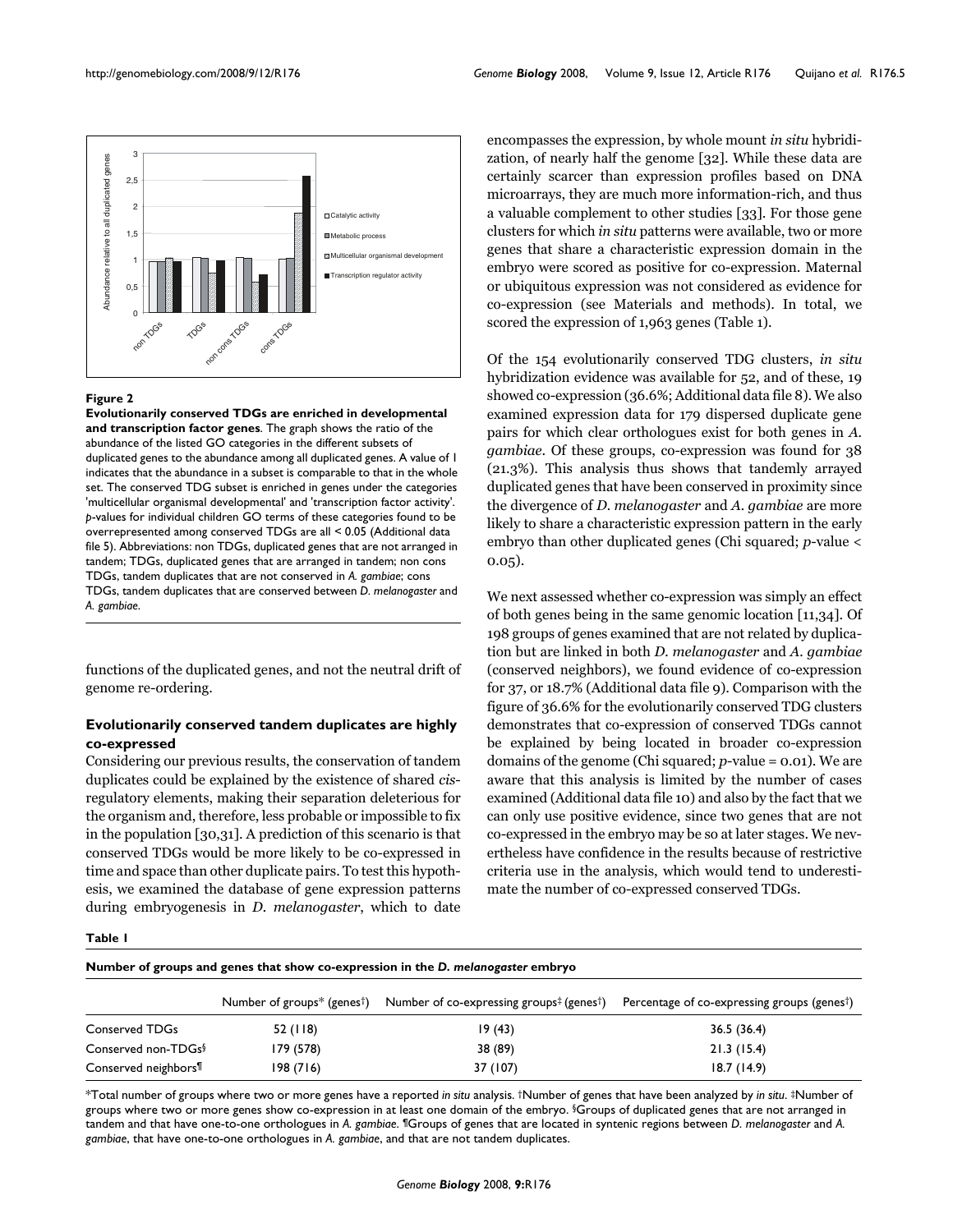**Figure 2**

**Evolutionarily conserved TDGs are enriched in developmental and transcription factor genes**. The graph shows the ratio of the abundance of the listed GO categories in the different subsets of duplicated genes to the abundance among all duplicated genes. A value of 1 indicates that the abundance in a subset is comparable to that in the whole set. The conserved TDG subset is enriched in genes under the categories 'multicellular organismal developmental' and 'transcription factor activity'. *p*-values for individual children GO terms of these categories found to be overrepresented among conserved TDGs are all < 0.05 (Additional data file 5). Abbreviations: non TDGs, duplicated genes that are not arranged in tandem; TDGs, duplicated genes that are arranged in tandem; non cons TDGs, tandem duplicates that are not conserved in *A. gambiae*; cons TDGs, tandem duplicates that are conserved between *D. melanogaster* and *A. gambiae*.

functions of the duplicated genes, and not the neutral drift of genome re-ordering.

### Evolutionarily conserved tandem duplicates are highly co-expressed

Considering our previous results, the conservation of tandem duplicates could be explained by the existence of shared *cis*-regulatory elements, making their separation deleterious for the organism and, therefore, less probable or impossible to fix in the population [30,31]. A prediction of this scenario is that conserved TDGs would be more likely to be co-expressed in time and space than other duplicate pairs. To test this hypothesis, we examined the database of gene expression patterns during embryogenesis in *D. melanogaster*, which to date encompasses the expression, by whole mount *in situ* hybridization, of nearly half the genome [32]. While these data are certainly scarcer than expression profiles based on DNA microarrays, they are much more information-rich, and thus a valuable complement to other studies [33]. For those gene clusters for which *in situ* patterns were available, two or more genes that share a characteristic expression domain in the embryo were scored as positive for co-expression. Maternal or ubiquitous expression was not considered as evidence for co-expression (see Materials and methods). In total, we scored the expression of 1,963 genes (Table 1).

Of the 154 evolutionarily conserved TDG clusters, *in situ* hybridization evidence was available for 52, and of these, 19 showed co-expression (36.6%; Additional data file 8). We also examined expression data for 179 dispersed duplicate gene pairs for which clear orthologues exist for both genes in *A. gambiae*. Of these groups, co-expression was found for 38 (21.3%). This analysis thus shows that tandemly arrayed duplicated genes that have been conserved in proximity since the divergence of *D. melanogaster* and *A. gambiae* are more likely to share a characteristic expression pattern in the early embryo than other duplicated genes (Chi squared; $p$-value < 0.05).

We next assessed whether co-expression was simply an effect of both genes being in the same genomic location [11,34]. Of 198 groups of genes examined that are not related by duplication but are linked in both *D. melanogaster* and *A. gambiae* (conserved neighbors), we found evidence of co-expression for 37, or 18.7% (Additional data file 9). Comparison with the figure of 36.6% for the evolutionarily conserved TDG clusters demonstrates that co-expression of conserved TDGs cannot be explained by being located in broader co-expression domains of the genome (Chi squared; $p$-value = 0.01). We are aware that this analysis is limited by the number of cases examined (Additional data file 10) and also by the fact that we can only use positive evidence, since two genes that are not co-expressed in the embryo may be so at later stages. We nevertheless have confidence in the results because of restrictive criteria use in the analysis, which would tend to underestimate the number of co-expressed conserved TDGs.

**Table 1**

**Number of groups and genes that show co-expression in the *D. melanogaster* embryo**

| | Number of groups* (genes†) | Number of co-expressing groups‡ (genes†) | Percentage of co-expressing groups (genes†) |
|---|---|---|---|
| Conserved TDGs | 52 (118) | 19 (43) | 36.5 (36.4) |
| Conserved non-TDGs§ | 179 (578) | 38 (89) | 21.3 (15.4) |
| Conserved neighbors¶ | 198 (716) | 37 (107) | 18.7 (14.9) |

*Total number of groups where two or more genes have a reported *in situ* analysis. †Number of genes that have been analyzed by *in situ*. ‡Number of groups where two or more genes show co-expression in at least one domain of the embryo. §Groups of duplicated genes that are not arranged in tandem and that have one-to-one orthologues in *A. gambiae*. ¶Groups of genes that are located in syntenic regions between *D. melanogaster* and *A. gambiae*, that have one-to-one orthologues in *A. gambiae*, and that are not tandem duplicates.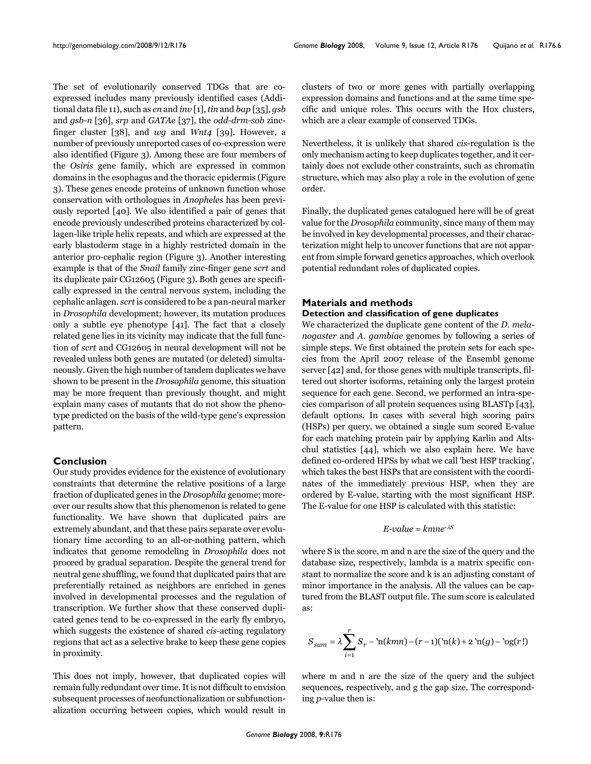The set of evolutionarily conserved TDGs that are co-expressed includes many previously identified cases (Additional data file 11), such as *en* and *inv* [1], *tin* and *bap* [35], *gsb* and *gsb-n* [36], *srp* and *GATAe* [37], the *odd-drm-sob* zinc-finger cluster [38], and *wg* and *Wnt4* [39]. However, a number of previously unreported cases of co-expression were also identified (Figure 3). Among these are four members of the *Osiris* gene family, which are expressed in common domains in the esophagus and the thoracic epidermis (Figure 3). These genes encode proteins of unknown function whose conservation with orthologues in *Anopheles* has been previously reported [40]. We also identified a pair of genes that encode previously undescribed proteins characterized by collagen-like triple helix repeats, and which are expressed at the early blastoderm stage in a highly restricted domain in the anterior pro-cephalic region (Figure 3). Another interesting example is that of the *Snail* family zinc-finger gene *scrt* and its duplicate pair CG12605 (Figure 3). Both genes are specifically expressed in the central nervous system, including the cephalic anlagen. *scrt* is considered to be a pan-neural marker in *Drosophila* development; however, its mutation produces only a subtle eye phenotype [41]. The fact that a closely related gene lies in its vicinity may indicate that the full function of *scrt* and CG12605 in neural development will not be revealed unless both genes are mutated (or deleted) simultaneously. Given the high number of tandem duplicates we have shown to be present in the *Drosophila* genome, this situation may be more frequent than previously thought, and might explain many cases of mutants that do not show the phenotype predicted on the basis of the wild-type gene's expression pattern.

## Conclusion

Our study provides evidence for the existence of evolutionary constraints that determine the relative positions of a large fraction of duplicated genes in the *Drosophila* genome; moreover our results show that this phenomenon is related to gene functionality. We have shown that duplicated pairs are extremely abundant, and that these pairs separate over evolutionary time according to an all-or-nothing pattern, which indicates that genome remodeling in *Drosophila* does not proceed by gradual separation. Despite the general trend for neutral gene shuffling, we found that duplicated pairs that are preferentially retained as neighbors are enriched in genes involved in developmental processes and the regulation of transcription. We further show that these conserved duplicated genes tend to be co-expressed in the early fly embryo, which suggests the existence of shared *cis*-acting regulatory regions that act as a selective brake to keep these gene copies in proximity.

This does not imply, however, that duplicated copies will remain fully redundant over time. It is not difficult to envision subsequent processes of neofunctionalization or subfunctionalization occurring between copies, which would result in clusters of two or more genes with partially overlapping expression domains and functions and at the same time specific and unique roles. This occurs with the Hox clusters, which are a clear example of conserved TDGs.

Nevertheless, it is unlikely that shared *cis*-regulation is the only mechanism acting to keep duplicates together, and it certainly does not exclude other constraints, such as chromatin structure, which may also play a role in the evolution of gene order.

Finally, the duplicated genes catalogued here will be of great value for the *Drosophila* community, since many of them may be involved in key developmental processes, and their characterization might help to uncover functions that are not apparent from simple forward genetics approaches, which overlook potential redundant roles of duplicated copies.

## Materials and methods

### Detection and classification of gene duplicates

We characterized the duplicate gene content of the *D. melanogaster* and *A. gambiae* genomes by following a series of simple steps. We first obtained the protein sets for each species from the April 2007 release of the Ensembl genome server [42] and, for those genes with multiple transcripts, filtered out shorter isoforms, retaining only the largest protein sequence for each gene. Second, we performed an intra-species comparison of all protein sequences using BLASTp [43], default options. In cases with several high scoring pairs (HSPs) per query, we obtained a single sum scored E-value for each matching protein pair by applying Karlin and Altschul statistics [44], which we also explain here. We have defined co-ordered HPSs by what we call 'best HSP tracking', which takes the best HSPs that are consistent with the coordinates of the immediately previous HSP, when they are ordered by E-value, starting with the most significant HSP. The E-value for one HSP is calculated with this statistic:

$$E\text{-}value = kmne^{-\lambda S}$$

where S is the score, m and n are the size of the query and the database size, respectively, lambda is a matrix specific constant to normalize the score and k is an adjusting constant of minor importance in the analysis. All the values can be captured from the BLAST output file. The sum score is calculated as:

$$S_{sum} = \lambda \sum_{i=1}^{r} S_r - \ln(kmn) - (r-1)(\ln(k) + 2\ln(g)) - \log(r!)$$

where m and n are the size of the query and the subject sequences, respectively, and g the gap size. The corresponding *p*-value then is: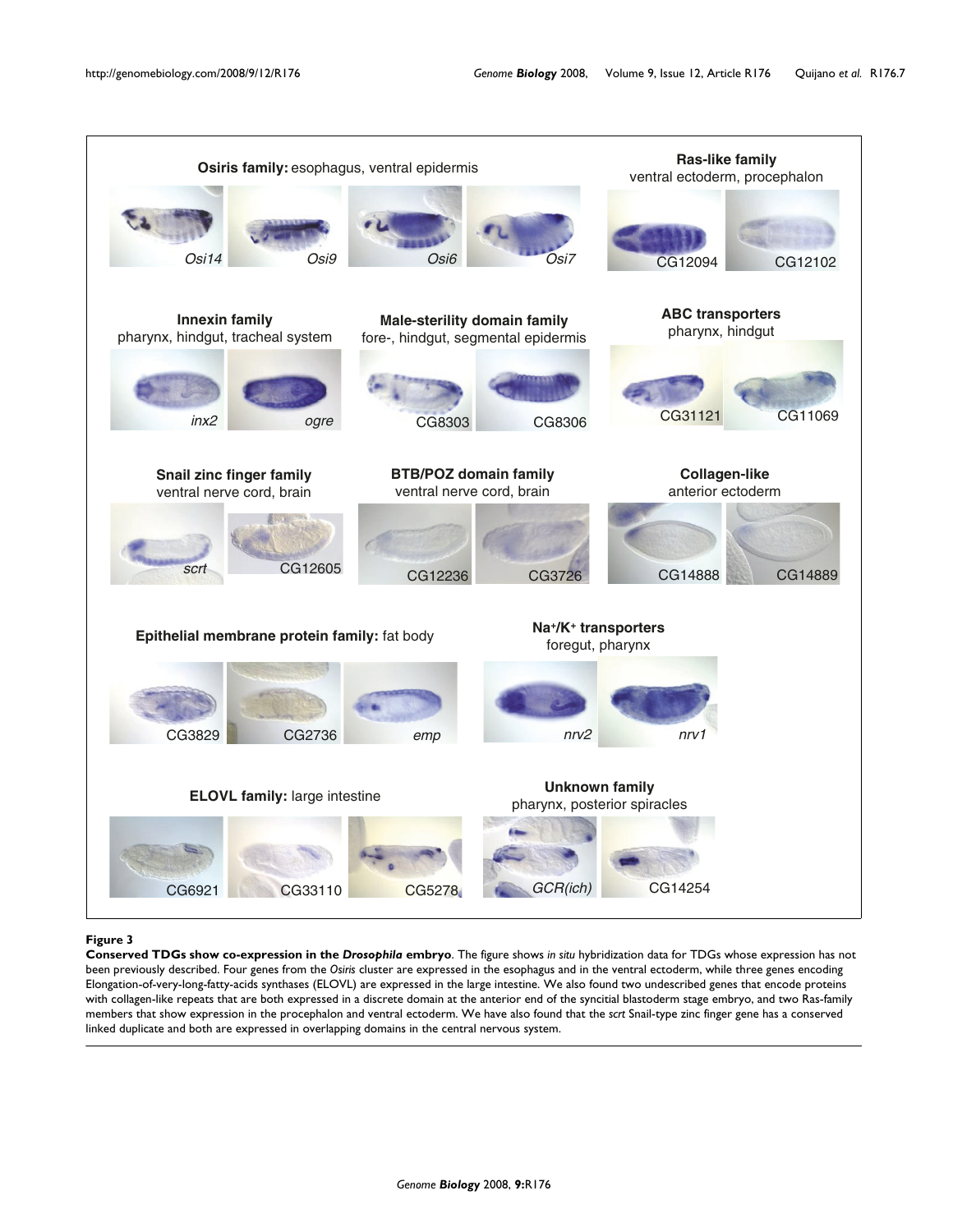**Figure 3**

**Conserved TDGs show co-expression in the *Drosophila* embryo**. The figure shows *in situ* hybridization data for TDGs whose expression has not been previously described. Four genes from the *Osiris* cluster are expressed in the esophagus and in the ventral ectoderm, while three genes encoding Elongation-of-very-long-fatty-acids synthases (ELOVL) are expressed in the large intestine. We also found two undescribed genes that encode proteins with collagen-like repeats that are both expressed in a discrete domain at the anterior end of the syncitial blastoderm stage embryo, and two Ras-family members that show expression in the procephalon and ventral ectoderm. We have also found that the *scrt* Snail-type zinc finger gene has a conserved linked duplicate and both are expressed in overlapping domains in the central nervous system.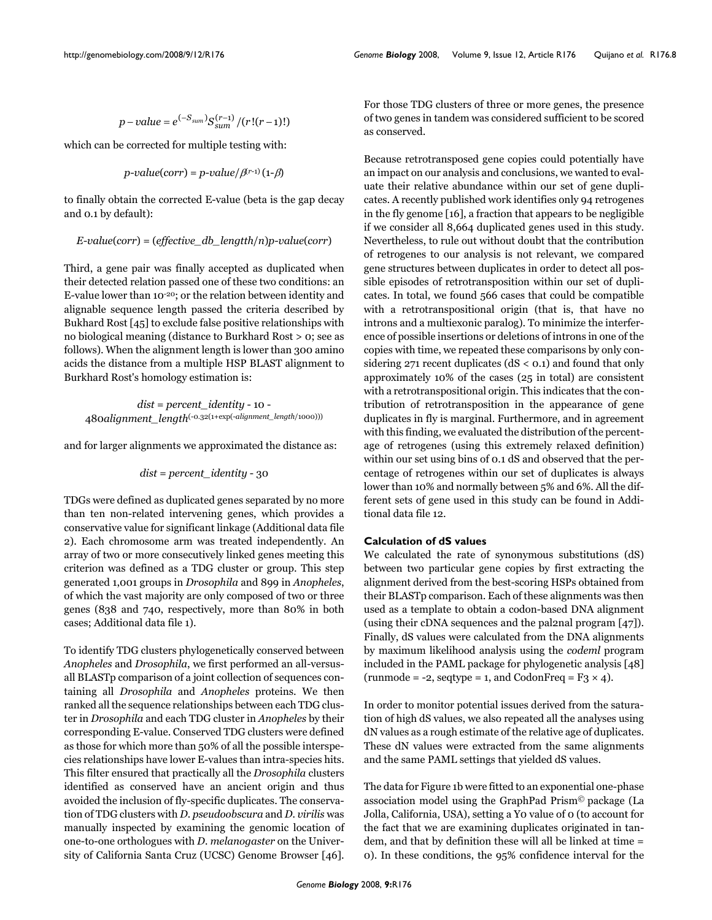$$p-value = e^{(-S_{sum})} S_{sum}^{(r-1)} / (r!(r-1)!)$$

which can be corrected for multiple testing with:

$$p\text{-}value(corr) = p\text{-}value/\beta^{(r-1)}(1-\beta)$$

to finally obtain the corrected E-value (beta is the gap decay and 0.1 by default):

$$E\text{-}value(corr) = (effective\_db\_lengtth/n)p\text{-}value(corr)$$

Third, a gene pair was finally accepted as duplicated when their detected relation passed one of these two conditions: an E-value lower than $10^{-20}$; or the relation between identity and alignable sequence length passed the criteria described by Bukhard Rost [45] to exclude false positive relationships with no biological meaning (distance to Burkhard Rost > 0; see as follows). When the alignment length is lower than 300 amino acids the distance from a multiple HSP BLAST alignment to Burkhard Rost's homology estimation is:

$$dist = percent\_identity - 10 - 480 alignment\_length^{(-0.32(1+\exp(-alignment\_length/1000)))}$$

and for larger alignments we approximated the distance as:

$$dist = percent\_identity - 30$$

TDGs were defined as duplicated genes separated by no more than ten non-related intervening genes, which provides a conservative value for significant linkage (Additional data file 2). Each chromosome arm was treated independently. An array of two or more consecutively linked genes meeting this criterion was defined as a TDG cluster or group. This step generated 1,001 groups in *Drosophila* and 899 in *Anopheles*, of which the vast majority are only composed of two or three genes (838 and 740, respectively, more than 80% in both cases; Additional data file 1).

To identify TDG clusters phylogenetically conserved between *Anopheles* and *Drosophila*, we first performed an all-versus-all BLASTp comparison of a joint collection of sequences containing all *Drosophila* and *Anopheles* proteins. We then ranked all the sequence relationships between each TDG cluster in *Drosophila* and each TDG cluster in *Anopheles* by their corresponding E-value. Conserved TDG clusters were defined as those for which more than 50% of all the possible interspecies relationships have lower E-values than intra-species hits. This filter ensured that practically all the *Drosophila* clusters identified as conserved have an ancient origin and thus avoided the inclusion of fly-specific duplicates. The conservation of TDG clusters with *D. pseudoobscura* and *D. virilis* was manually inspected by examining the genomic location of one-to-one orthologues with *D. melanogaster* on the University of California Santa Cruz (UCSC) Genome Browser [46]. For those TDG clusters of three or more genes, the presence of two genes in tandem was considered sufficient to be scored as conserved.

Because retrotransposed gene copies could potentially have an impact on our analysis and conclusions, we wanted to evaluate their relative abundance within our set of gene duplicates. A recently published work identifies only 94 retrogenes in the fly genome [16], a fraction that appears to be negligible if we consider all 8,664 duplicated genes used in this study. Nevertheless, to rule out without doubt that the contribution of retrogenes to our analysis is not relevant, we compared gene structures between duplicates in order to detect all possible episodes of retrotransposition within our set of duplicates. In total, we found 566 cases that could be compatible with a retrotranspositional origin (that is, that have no introns and a multiexonic paralog). To minimize the interference of possible insertions or deletions of introns in one of the copies with time, we repeated these comparisons by only considering 271 recent duplicates (dS < 0.1) and found that only approximately 10% of the cases (25 in total) are consistent with a retrotranspositional origin. This indicates that the contribution of retrotransposition in the appearance of gene duplicates in fly is marginal. Furthermore, and in agreement with this finding, we evaluated the distribution of the percentage of retrogenes (using this extremely relaxed definition) within our set using bins of 0.1 dS and observed that the percentage of retrogenes within our set of duplicates is always lower than 10% and normally between 5% and 6%. All the different sets of gene used in this study can be found in Additional data file 12.

### Calculation of dS values

We calculated the rate of synonymous substitutions (dS) between two particular gene copies by first extracting the alignment derived from the best-scoring HSPs obtained from their BLASTp comparison. Each of these alignments was then used as a template to obtain a codon-based DNA alignment (using their cDNA sequences and the pal2nal program [47]). Finally, dS values were calculated from the DNA alignments by maximum likelihood analysis using the *codeml* program included in the PAML package for phylogenetic analysis [48] (runmode = -2, seqtype = 1, and CodonFreq = F3 × 4).

In order to monitor potential issues derived from the saturation of high dS values, we also repeated all the analyses using dN values as a rough estimate of the relative age of duplicates. These dN values were extracted from the same alignments and the same PAML settings that yielded dS values.

The data for Figure 1b were fitted to an exponential one-phase association model using the GraphPad Prism© package (La Jolla, California, USA), setting a Y0 value of 0 (to account for the fact that we are examining duplicates originated in tandem, and that by definition these will all be linked at time = 0). In these conditions, the 95% confidence interval for the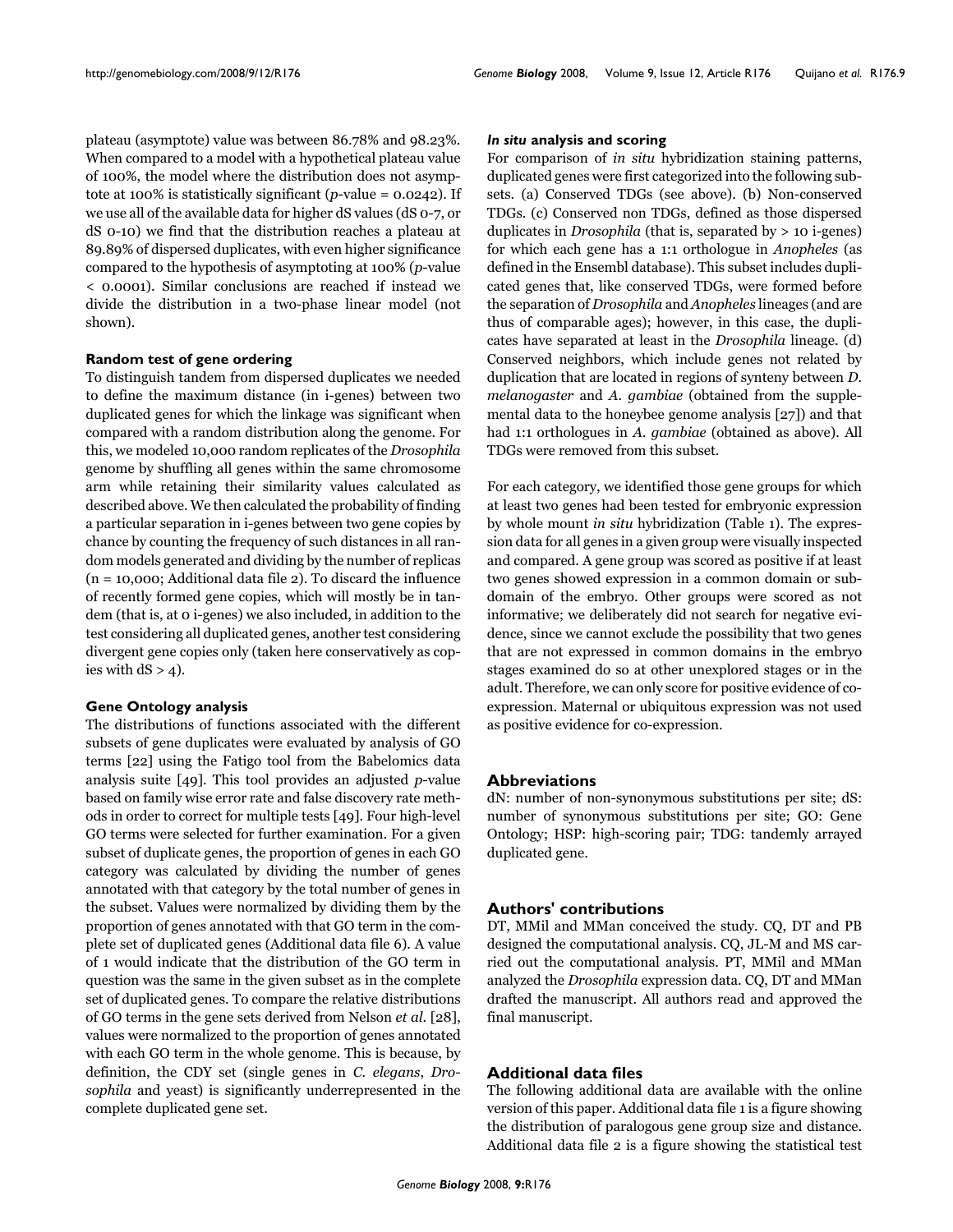plateau (asymptote) value was between 86.78% and 98.23%. When compared to a model with a hypothetical plateau value of 100%, the model where the distribution does not asymptote at 100% is statistically significant ($p$-value = 0.0242). If we use all of the available data for higher dS values (dS 0-7, or dS 0-10) we find that the distribution reaches a plateau at 89.89% of dispersed duplicates, with even higher significance compared to the hypothesis of asymptoting at 100% ($p$-value < 0.0001). Similar conclusions are reached if instead we divide the distribution in a two-phase linear model (not shown).

### Random test of gene ordering

To distinguish tandem from dispersed duplicates we needed to define the maximum distance (in i-genes) between two duplicated genes for which the linkage was significant when compared with a random distribution along the genome. For this, we modeled 10,000 random replicates of the *Drosophila* genome by shuffling all genes within the same chromosome arm while retaining their similarity values calculated as described above. We then calculated the probability of finding a particular separation in i-genes between two gene copies by chance by counting the frequency of such distances in all random models generated and dividing by the number of replicas ($n$ = 10,000; Additional data file 2). To discard the influence of recently formed gene copies, which will mostly be in tandem (that is, at 0 i-genes) we also included, in addition to the test considering all duplicated genes, another test considering divergent gene copies only (taken here conservatively as copies with dS > 4).

### Gene Ontology analysis

The distributions of functions associated with the different subsets of gene duplicates were evaluated by analysis of GO terms [22] using the Fatigo tool from the Babelomics data analysis suite [49]. This tool provides an adjusted $p$-value based on family wise error rate and false discovery rate methods in order to correct for multiple tests [49]. Four high-level GO terms were selected for further examination. For a given subset of duplicate genes, the proportion of genes in each GO category was calculated by dividing the number of genes annotated with that category by the total number of genes in the subset. Values were normalized by dividing them by the proportion of genes annotated with that GO term in the complete set of duplicated genes (Additional data file 6). A value of 1 would indicate that the distribution of the GO term in question was the same in the given subset as in the complete set of duplicated genes. To compare the relative distributions of GO terms in the gene sets derived from Nelson *et al.* [28], values were normalized to the proportion of genes annotated with each GO term in the whole genome. This is because, by definition, the CDY set (single genes in *C. elegans*, *Drosophila* and yeast) is significantly underrepresented in the complete duplicated gene set.

### *In situ* analysis and scoring

For comparison of *in situ* hybridization staining patterns, duplicated genes were first categorized into the following subsets. (a) Conserved TDGs (see above). (b) Non-conserved TDGs. (c) Conserved non TDGs, defined as those dispersed duplicates in *Drosophila* (that is, separated by > 10 i-genes) for which each gene has a 1:1 orthologue in *Anopheles* (as defined in the Ensembl database). This subset includes duplicated genes that, like conserved TDGs, were formed before the separation of *Drosophila* and *Anopheles* lineages (and are thus of comparable ages); however, in this case, the duplicates have separated at least in the *Drosophila* lineage. (d) Conserved neighbors, which include genes not related by duplication that are located in regions of synteny between *D. melanogaster* and *A. gambiae* (obtained from the supplemental data to the honeybee genome analysis [27]) and that had 1:1 orthologues in *A. gambiae* (obtained as above). All TDGs were removed from this subset.

For each category, we identified those gene groups for which at least two genes had been tested for embryonic expression by whole mount *in situ* hybridization (Table 1). The expression data for all genes in a given group were visually inspected and compared. A gene group was scored as positive if at least two genes showed expression in a common domain or subdomain of the embryo. Other groups were scored as not informative; we deliberately did not search for negative evidence, since we cannot exclude the possibility that two genes that are not expressed in common domains in the embryo stages examined do so at other unexplored stages or in the adult. Therefore, we can only score for positive evidence of co-expression. Maternal or ubiquitous expression was not used as positive evidence for co-expression.

## Abbreviations

dN: number of non-synonymous substitutions per site; dS: number of synonymous substitutions per site; GO: Gene Ontology; HSP: high-scoring pair; TDG: tandemly arrayed duplicated gene.

## Authors' contributions

DT, MMil and MMan conceived the study. CQ, DT and PB designed the computational analysis. CQ, JL-M and MS carried out the computational analysis. PT, MMil and MMan analyzed the *Drosophila* expression data. CQ, DT and MMan drafted the manuscript. All authors read and approved the final manuscript.

## Additional data files

The following additional data are available with the online version of this paper. Additional data file 1 is a figure showing the distribution of paralogous gene group size and distance. Additional data file 2 is a figure showing the statistical test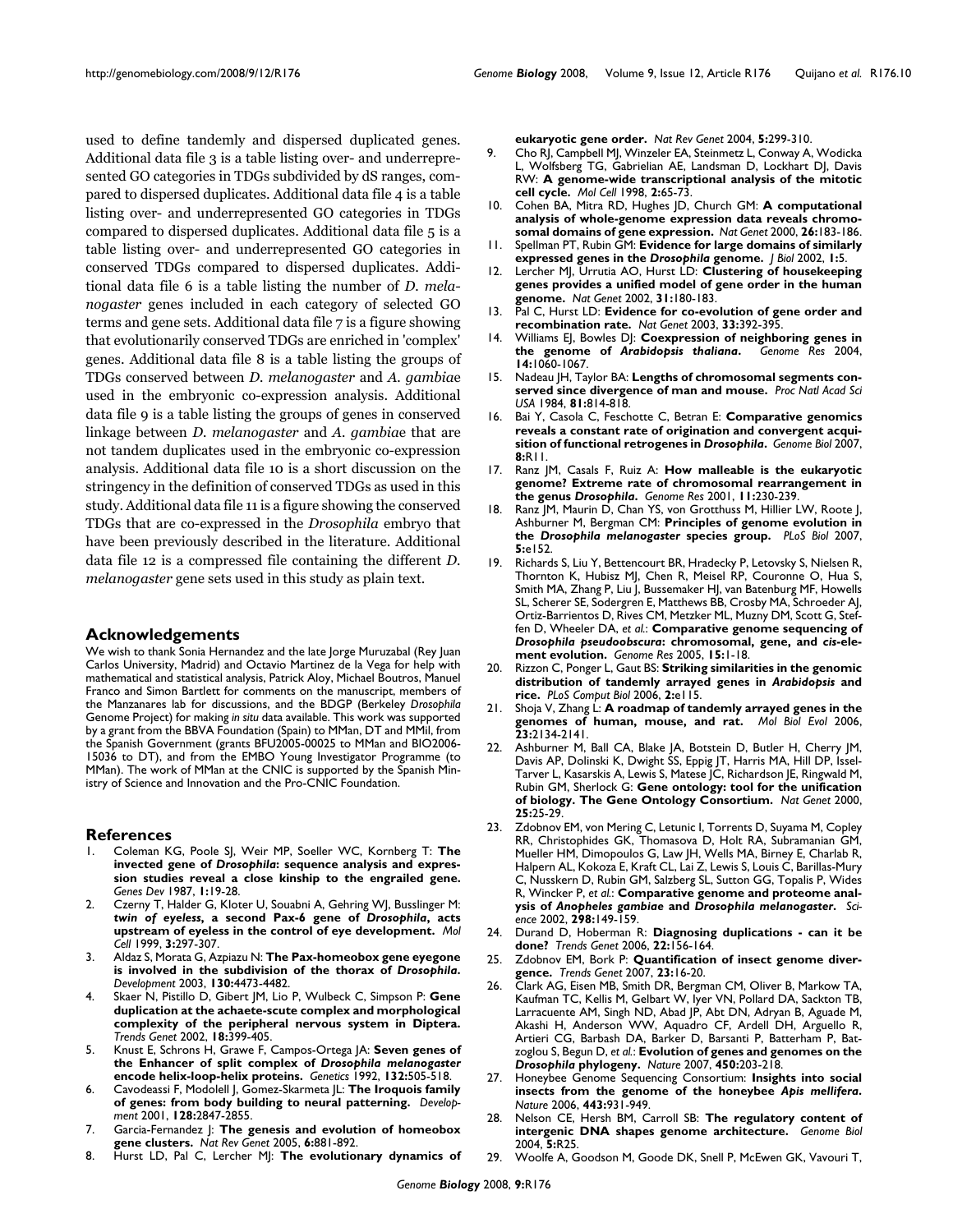used to define tandemly and dispersed duplicated genes. Additional data file 3 is a table listing over- and underrepresented GO categories in TDGs subdivided by dS ranges, compared to dispersed duplicates. Additional data file 4 is a table listing over- and underrepresented GO categories in TDGs compared to dispersed duplicates. Additional data file 5 is a table listing over- and underrepresented GO categories in conserved TDGs compared to dispersed duplicates. Additional data file 6 is a table listing the number of *D. melanogaster* genes included in each category of selected GO terms and gene sets. Additional data file 7 is a figure showing that evolutionarily conserved TDGs are enriched in 'complex' genes. Additional data file 8 is a table listing the groups of TDGs conserved between *D. melanogaster* and *A. gambiae* used in the embryonic co-expression analysis. Additional data file 9 is a table listing the groups of genes in conserved linkage between *D. melanogaster* and *A. gambiae* that are not tandem duplicates used in the embryonic co-expression analysis. Additional data file 10 is a short discussion on the stringency in the definition of conserved TDGs as used in this study. Additional data file 11 is a figure showing the conserved TDGs that are co-expressed in the *Drosophila* embryo that have been previously described in the literature. Additional data file 12 is a compressed file containing the different *D. melanogaster* gene sets used in this study as plain text.

## Acknowledgements

We wish to thank Sonia Hernandez and the late Jorge Muruzabal (Rey Juan Carlos University, Madrid) and Octavio Martinez de la Vega for help with mathematical and statistical analysis, Patrick Aloy, Michael Boutros, Manuel Franco and Simon Bartlett for comments on the manuscript, members of the Manzanares lab for discussions, and the BDGP (Berkeley *Drosophila* Genome Project) for making *in situ* data available. This work was supported by a grant from the BBVA Foundation (Spain) to MMan, DT and MMil, from the Spanish Government (grants BFU2005-00025 to MMan and BIO2006-15036 to DT), and from the EMBO Young Investigator Programme (to MMan). The work of MMan at the CNIC is supported by the Spanish Ministry of Science and Innovation and the Pro-CNIC Foundation.

## References

1. Coleman KG, Poole SJ, Weir MP, Soeller WC, Kornberg T: **The invected gene of *Drosophila*: sequence analysis and expression studies reveal a close kinship to the engrailed gene.** *Genes Dev* 1987, **1**:19-28.
2. Czerny T, Halder G, Kloter U, Souabni A, Gehring WJ, Busslinger M: ***twin of eyeless*, a second Pax-6 gene of *Drosophila*, acts upstream of eyeless in the control of eye development.** *Mol Cell* 1999, **3**:297-307.
3. Aldaz S, Morata G, Azpiazu N: **The Pax-homeobox gene eyegone is involved in the subdivision of the thorax of *Drosophila*.** *Development* 2003, **130**:4473-4482.
4. Skaer N, Pistillo D, Gibert JM, Lio P, Wulbeck C, Simpson P: **Gene duplication at the achaete-scute complex and morphological complexity of the peripheral nervous system in Diptera.** *Trends Genet* 2002, **18**:399-405.
5. Knust E, Schrons H, Grawe F, Campos-Ortega JA: **Seven genes of the Enhancer of split complex of *Drosophila melanogaster* encode helix-loop-helix proteins.** *Genetics* 1992, **132**:505-518.
6. Cavodeassi F, Modolell J, Gomez-Skarmeta JL: **The Iroquois family of genes: from body building to neural patterning.** *Development* 2001, **128**:2847-2855.
7. Garcia-Fernandez J: **The genesis and evolution of homeobox gene clusters.** *Nat Rev Genet* 2005, **6**:881-892.
8. Hurst LD, Pal C, Lercher MJ: **The evolutionary dynamics of eukaryotic gene order.** *Nat Rev Genet* 2004, **5**:299-310.
9. Cho RJ, Campbell MJ, Winzeler EA, Steinmetz L, Conway A, Wodicka L, Wolfsberg TG, Gabrielian AE, Landsman D, Lockhart DJ, Davis RW: **A genome-wide transcriptional analysis of the mitotic cell cycle.** *Mol Cell* 1998, **2**:65-73.
10. Cohen BA, Mitra RD, Hughes JD, Church GM: **A computational analysis of whole-genome expression data reveals chromosomal domains of gene expression.** *Nat Genet* 2000, **26**:183-186.
11. Spellman PT, Rubin GM: **Evidence for large domains of similarly expressed genes in the *Drosophila* genome.** *J Biol* 2002, **1**:5.
12. Lercher MJ, Urrutia AO, Hurst LD: **Clustering of housekeeping genes provides a unified model of gene order in the human genome.** *Nat Genet* 2002, **31**:180-183.
13. Pal C, Hurst LD: **Evidence for co-evolution of gene order and recombination rate.** *Nat Genet* 2003, **33**:392-395.
14. Williams EJ, Bowles DJ: **Coexpression of neighboring genes in the genome of *Arabidopsis thaliana*.** *Genome Res* 2004, **14**:1060-1067.
15. Nadeau JH, Taylor BA: **Lengths of chromosomal segments conserved since divergence of man and mouse.** *Proc Natl Acad Sci USA* 1984, **81**:814-818.
16. Bai Y, Casola C, Feschotte C, Betran E: **Comparative genomics reveals a constant rate of origination and convergent acquisition of functional retrogenes in *Drosophila*.** *Genome Biol* 2007, **8**:R11.
17. Ranz JM, Casals F, Ruiz A: **How malleable is the eukaryotic genome? Extreme rate of chromosomal rearrangement in the genus *Drosophila*.** *Genome Res* 2001, **11**:230-239.
18. Ranz JM, Maurin D, Chan YS, von Grotthuss M, Hillier LW, Roote J, Ashburner M, Bergman CM: **Principles of genome evolution in the *Drosophila melanogaster* species group.** *PLoS Biol* 2007, **5**:e152.
19. Richards S, Liu Y, Bettencourt BR, Hradecky P, Letovsky S, Nielsen R, Thornton K, Hubisz MJ, Chen R, Meisel RP, Couronne O, Hua S, Smith MA, Zhang P, Liu J, Bussemaker HJ, van Batenburg MF, Howells SL, Scherer SE, Sodergren E, Matthews BB, Crosby MA, Schroeder AJ, Ortiz-Barrientos D, Rives CM, Metzker ML, Muzny DM, Scott G, Steffen D, Wheeler DA, *et al.*: **Comparative genome sequencing of *Drosophila pseudoobscura*: chromosomal, gene, and *cis*-element evolution.** *Genome Res* 2005, **15**:1-18.
20. Rizzon C, Ponger L, Gaut BS: **Striking similarities in the genomic distribution of tandemly arrayed genes in *Arabidopsis* and rice.** *PLoS Comput Biol* 2006, **2**:e115.
21. Shoja V, Zhang L: **A roadmap of tandemly arrayed genes in the genomes of human, mouse, and rat.** *Mol Biol Evol* 2006, **23**:2134-2141.
22. Ashburner M, Ball CA, Blake JA, Botstein D, Butler H, Cherry JM, Davis AP, Dolinski K, Dwight SS, Eppig JT, Harris MA, Hill DP, Issel-Tarver L, Kasarskis A, Lewis S, Matese JC, Richardson JE, Ringwald M, Rubin GM, Sherlock G: **Gene ontology: tool for the unification of biology. The Gene Ontology Consortium.** *Nat Genet* 2000, **25**:25-29.
23. Zdobnov EM, von Mering C, Letunic I, Torrents D, Suyama M, Copley RR, Christophides GK, Thomasova D, Holt RA, Subramanian GM, Mueller HM, Dimopoulos G, Law JH, Wells MA, Birney E, Charlab R, Halpern AL, Kokoza E, Kraft CL, Lai Z, Lewis S, Louis C, Barillas-Mury C, Nusskern D, Rubin GM, Salzberg SL, Sutton GG, Topalis P, Wides R, Wincker P, *et al.*: **Comparative genome and proteome analysis of *Anopheles gambiae* and *Drosophila melanogaster*.** *Science* 2002, **298**:149-159.
24. Durand D, Hoberman R: **Diagnosing duplications - can it be done?** *Trends Genet* 2006, **22**:156-164.
25. Zdobnov EM, Bork P: **Quantification of insect genome divergence.** *Trends Genet* 2007, **23**:16-20.
26. Clark AG, Eisen MB, Smith DR, Bergman CM, Oliver B, Markow TA, Kaufman TC, Kellis M, Gelbart W, Iyer VN, Pollard DA, Sackton TB, Larracuente AM, Singh ND, Abad JP, Abt DN, Adryan B, Aguade M, Akashi H, Anderson WW, Aquadro CF, Ardell DH, Arguello R, Artieri CG, Barbash DA, Barker D, Barsanti P, Batterham P, Batzoglou S, Begun D, *et al.*: **Evolution of genes and genomes on the *Drosophila* phylogeny.** *Nature* 2007, **450**:203-218.
27. Honeybee Genome Sequencing Consortium: **Insights into social insects from the genome of the honeybee *Apis mellifera*.** *Nature* 2006, **443**:931-949.
28. Nelson CE, Hersh BM, Carroll SB: **The regulatory content of intergenic DNA shapes genome architecture.** *Genome Biol* 2004, **5**:R25.
29. Woolfe A, Goodson M, Goode DK, Snell P, McEwen GK, Vavouri T,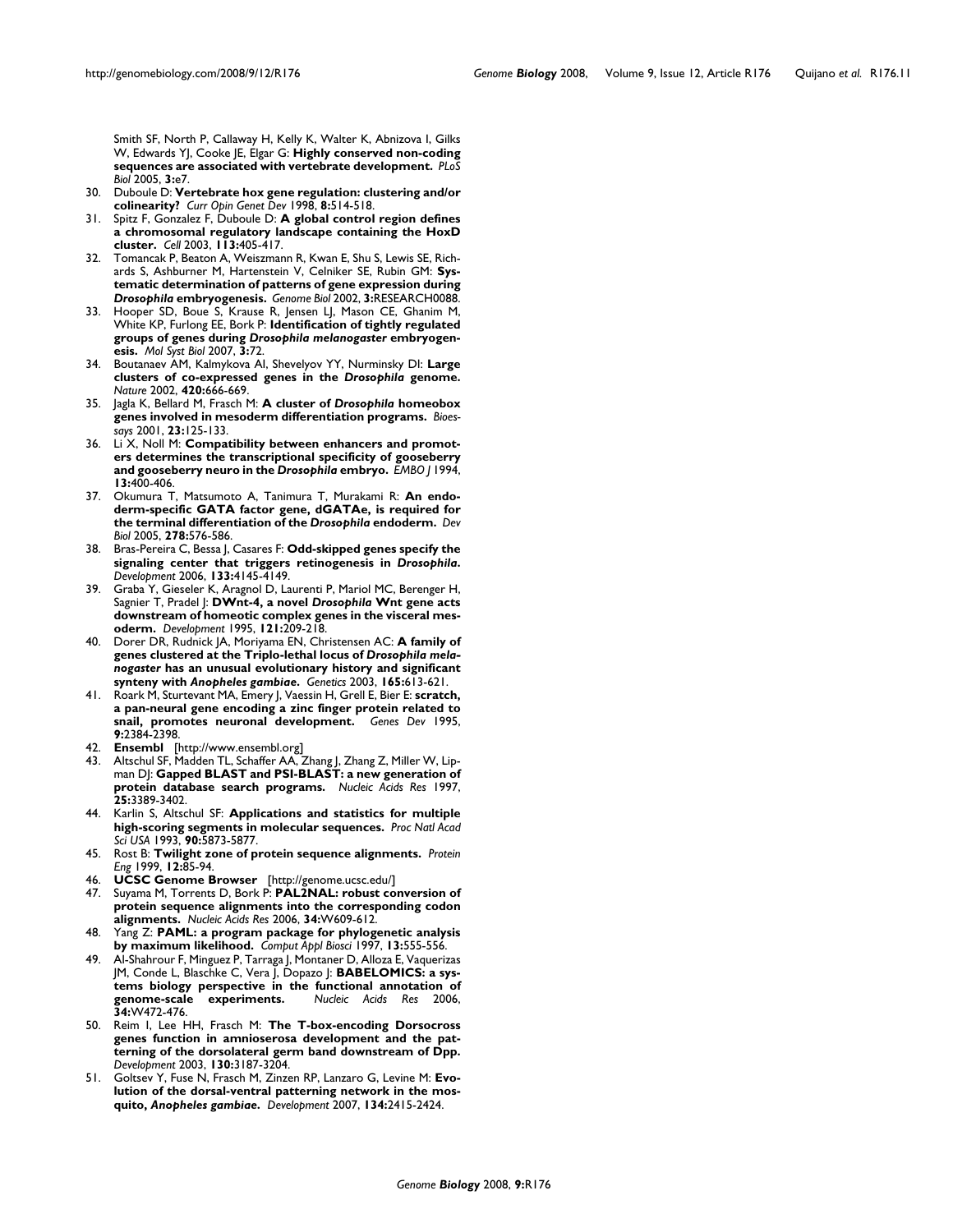Smith SF, North P, Callaway H, Kelly K, Walter K, Abnizova I, Gilks W, Edwards YJ, Cooke JE, Elgar G: **Highly conserved non-coding sequences are associated with vertebrate development.** *PLoS Biol* 2005, **3:**e7.

30. Duboule D: **Vertebrate hox gene regulation: clustering and/or colinearity?** *Curr Opin Genet Dev* 1998, **8:**514-518.
31. Spitz F, Gonzalez F, Duboule D: **A global control region defines a chromosomal regulatory landscape containing the HoxD cluster.** *Cell* 2003, **113:**405-417.
32. Tomancak P, Beaton A, Weiszmann R, Kwan E, Shu S, Lewis SE, Richards S, Ashburner M, Hartenstein V, Celniker SE, Rubin GM: **Systematic determination of patterns of gene expression during *Drosophila* embryogenesis.** *Genome Biol* 2002, **3:**RESEARCH0088.
33. Hooper SD, Boue S, Krause R, Jensen LJ, Mason CE, Ghanim M, White KP, Furlong EE, Bork P: **Identification of tightly regulated groups of genes during *Drosophila melanogaster* embryogenesis.** *Mol Syst Biol* 2007, **3:**72.
34. Boutanaev AM, Kalmykova AI, Shevelyov YY, Nurminsky DI: **Large clusters of co-expressed genes in the *Drosophila* genome.** *Nature* 2002, **420:**666-669.
35. Jagla K, Bellard M, Frasch M: **A cluster of *Drosophila* homeobox genes involved in mesoderm differentiation programs.** *Bioessays* 2001, **23:**125-133.
36. Li X, Noll M: **Compatibility between enhancers and promoters determines the transcriptional specificity of gooseberry and gooseberry neuro in the *Drosophila* embryo.** *EMBO J* 1994, **13:**400-406.
37. Okumura T, Matsumoto A, Tanimura T, Murakami R: **An endoderm-specific GATA factor gene, dGATAe, is required for the terminal differentiation of the *Drosophila* endoderm.** *Dev Biol* 2005, **278:**576-586.
38. Bras-Pereira C, Bessa J, Casares F: **Odd-skipped genes specify the signaling center that triggers retinogenesis in *Drosophila*.** *Development* 2006, **133:**4145-4149.
39. Graba Y, Gieseler K, Aragnol D, Laurenti P, Mariol MC, Berenger H, Sagnier T, Pradel J: **DWnt-4, a novel *Drosophila* Wnt gene acts downstream of homeotic complex genes in the visceral mesoderm.** *Development* 1995, **121:**209-218.
40. Dorer DR, Rudnick JA, Moriyama EN, Christensen AC: **A family of genes clustered at the Triplo-lethal locus of *Drosophila melanogaster* has an unusual evolutionary history and significant synteny with *Anopheles gambiae*.** *Genetics* 2003, **165:**613-621.
41. Roark M, Sturtevant MA, Emery J, Vaessin H, Grell E, Bier E: **scratch, a pan-neural gene encoding a zinc finger protein related to snail, promotes neuronal development.** *Genes Dev* 1995, **9:**2384-2398.
42. **Ensembl** [http://www.ensembl.org]
43. Altschul SF, Madden TL, Schaffer AA, Zhang J, Zhang Z, Miller W, Lipman DJ: **Gapped BLAST and PSI-BLAST: a new generation of protein database search programs.** *Nucleic Acids Res* 1997, **25:**3389-3402.
44. Karlin S, Altschul SF: **Applications and statistics for multiple high-scoring segments in molecular sequences.** *Proc Natl Acad Sci USA* 1993, **90:**5873-5877.
45. Rost B: **Twilight zone of protein sequence alignments.** *Protein Eng* 1999, **12:**85-94.
46. **UCSC Genome Browser** [http://genome.ucsc.edu/]
47. Suyama M, Torrents D, Bork P: **PAL2NAL: robust conversion of protein sequence alignments into the corresponding codon alignments.** *Nucleic Acids Res* 2006, **34:**W609-612.
48. Yang Z: **PAML: a program package for phylogenetic analysis by maximum likelihood.** *Comput Appl Biosci* 1997, **13:**555-556.
49. Al-Shahrour F, Minguez P, Tarraga J, Montaner D, Alloza E, Vaquerizas JM, Conde L, Blaschke C, Vera J, Dopazo J: **BABELOMICS: a systems biology perspective in the functional annotation of genome-scale experiments.** *Nucleic Acids Res* 2006, **34:**W472-476.
50. Reim I, Lee HH, Frasch M: **The T-box-encoding Dorsocross genes function in amnioserosa development and the patterning of the dorsolateral germ band downstream of Dpp.** *Development* 2003, **130:**3187-3204.
51. Goltsev Y, Fuse N, Frasch M, Zinzen RP, Lanzaro G, Levine M: **Evolution of the dorsal-ventral patterning network in the mosquito, *Anopheles gambiae*.** *Development* 2007, **134:**2415-2424.